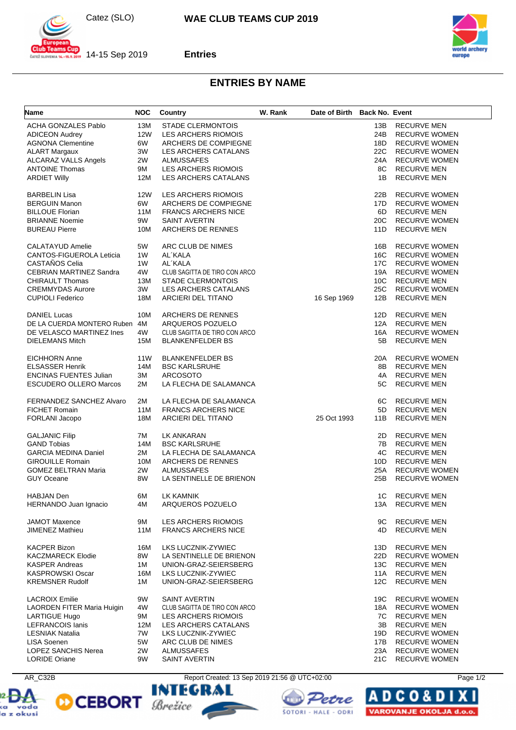# WAE CLUB TEAMS CUP 2019

Catez (SLO)

14-15 Sep 2019

**Entries**

## ENTRIES BY NAME

| Name | NOC | Country | W. Rank | Date of Birth | Back No. | Event |
|---|---|---|---|---|---|---|
| ACHA GONZALES Pablo | 13M | STADE CLERMONTOIS | | | 13B | RECURVE MEN |
| ADICEON Audrey | 12W | LES ARCHERS RIOMOIS | | | 24B | RECURVE WOMEN |
| AGNONA Clementine | 6W | ARCHERS DE COMPIEGNE | | | 18D | RECURVE WOMEN |
| ALART Margaux | 3W | LES ARCHERS CATALANS | | | 22C | RECURVE WOMEN |
| ALCARAZ VALLS Angels | 2W | ALMUSSAFES | | | 24A | RECURVE WOMEN |
| ANTOINE Thomas | 9M | LES ARCHERS RIOMOIS | | | 8C | RECURVE MEN |
| ARDIET Willy | 12M | LES ARCHERS CATALANS | | | 1B | RECURVE MEN |
| BARBELIN Lisa | 12W | LES ARCHERS RIOMOIS | | | 22B | RECURVE WOMEN |
| BERGUIN Manon | 6W | ARCHERS DE COMPIEGNE | | | 17D | RECURVE WOMEN |
| BILLOUE Florian | 11M | FRANCS ARCHERS NICE | | | 6D | RECURVE MEN |
| BRIANNE Noemie | 9W | SAINT AVERTIN | | | 20C | RECURVE WOMEN |
| BUREAU Pierre | 10M | ARCHERS DE RENNES | | | 11D | RECURVE MEN |
| CALATAYUD Amelie | 5W | ARC CLUB DE NIMES | | | 16B | RECURVE WOMEN |
| CANTOS-FIGUEROLA Leticia | 1W | AL´KALA | | | 16C | RECURVE WOMEN |
| CASTAÑOS Celia | 1W | AL´KALA | | | 17C | RECURVE WOMEN |
| CEBRIAN MARTINEZ Sandra | 4W | CLUB SAGITTA DE TIRO CON ARCO | | | 19A | RECURVE WOMEN |
| CHIRAULT Thomas | 13M | STADE CLERMONTOIS | | | 10C | RECURVE MEN |
| CREMMYDAS Aurore | 3W | LES ARCHERS CATALANS | | | 25C | RECURVE WOMEN |
| CUPIOLI Federico | 18M | ARCIERI DEL TITANO | | 16 Sep 1969 | 12B | RECURVE MEN |
| DANIEL Lucas | 10M | ARCHERS DE RENNES | | | 12D | RECURVE MEN |
| DE LA CUERDA MONTERO Ruben | 4M | ARQUEROS POZUELO | | | 12A | RECURVE MEN |
| DE VELASCO MARTINEZ Ines | 4W | CLUB SAGITTA DE TIRO CON ARCO | | | 16A | RECURVE WOMEN |
| DIELEMANS Mitch | 15M | BLANKENFELDER BS | | | 5B | RECURVE MEN |
| EICHHORN Anne | 11W | BLANKENFELDER BS | | | 20A | RECURVE WOMEN |
| ELSASSER Henrik | 14M | BSC KARLSRUHE | | | 8B | RECURVE MEN |
| ENCINAS FUENTES Julian | 3M | ARCOSOTO | | | 4A | RECURVE MEN |
| ESCUDERO OLLERO Marcos | 2M | LA FLECHA DE SALAMANCA | | | 5C | RECURVE MEN |
| FERNANDEZ SANCHEZ Alvaro | 2M | LA FLECHA DE SALAMANCA | | | 6C | RECURVE MEN |
| FICHET Romain | 11M | FRANCS ARCHERS NICE | | | 5D | RECURVE MEN |
| FORLANI Jacopo | 18M | ARCIERI DEL TITANO | | 25 Oct 1993 | 11B | RECURVE MEN |
| GALJANIC Filip | 7M | LK ANKARAN | | | 2D | RECURVE MEN |
| GAND Tobias | 14M | BSC KARLSRUHE | | | 7B | RECURVE MEN |
| GARCIA MEDINA Daniel | 2M | LA FLECHA DE SALAMANCA | | | 4C | RECURVE MEN |
| GIROUILLE Romain | 10M | ARCHERS DE RENNES | | | 10D | RECURVE MEN |
| GOMEZ BELTRAN Maria | 2W | ALMUSSAFES | | | 25A | RECURVE WOMEN |
| GUY Oceane | 8W | LA SENTINELLE DE BRIENON | | | 25B | RECURVE WOMEN |
| HABJAN Den | 6M | LK KAMNIK | | | 1C | RECURVE MEN |
| HERNANDO Juan Ignacio | 4M | ARQUEROS POZUELO | | | 13A | RECURVE MEN |
| JAMOT Maxence | 9M | LES ARCHERS RIOMOIS | | | 9C | RECURVE MEN |
| JIMENEZ Mathieu | 11M | FRANCS ARCHERS NICE | | | 4D | RECURVE MEN |
| KACPER Bizon | 16M | LKS LUCZNIK-ZYWIEC | | | 13D | RECURVE MEN |
| KACZMARECK Elodie | 8W | LA SENTINELLE DE BRIENON | | | 22D | RECURVE WOMEN |
| KASPER Andreas | 1M | UNION-GRAZ-SEIERSBERG | | | 13C | RECURVE MEN |
| KASPROWSKI Oscar | 16M | LKS LUCZNIK-ZYWIEC | | | 11A | RECURVE MEN |
| KREMSNER Rudolf | 1M | UNION-GRAZ-SEIERSBERG | | | 12C | RECURVE MEN |
| LACROIX Emilie | 9W | SAINT AVERTIN | | | 19C | RECURVE WOMEN |
| LAORDEN FITER Maria Huigin | 4W | CLUB SAGITTA DE TIRO CON ARCO | | | 18A | RECURVE WOMEN |
| LARTIGUE Hugo | 9M | LES ARCHERS RIOMOIS | | | 7C | RECURVE MEN |
| LEFRANCOIS Ianis | 12M | LES ARCHERS CATALANS | | | 3B | RECURVE MEN |
| LESNIAK Natalia | 7W | LKS LUCZNIK-ZYWIEC | | | 19D | RECURVE WOMEN |
| LISA Soenen | 5W | ARC CLUB DE NIMES | | | 17B | RECURVE WOMEN |
| LOPEZ SANCHIS Nerea | 2W | ALMUSSAFES | | | 23A | RECURVE WOMEN |
| LORIDE Oriane | 9W | SAINT AVERTIN | | | 21C | RECURVE WOMEN |

AR_C32B    Report Created: 13 Sep 2019 21:56 @ UTC+02:00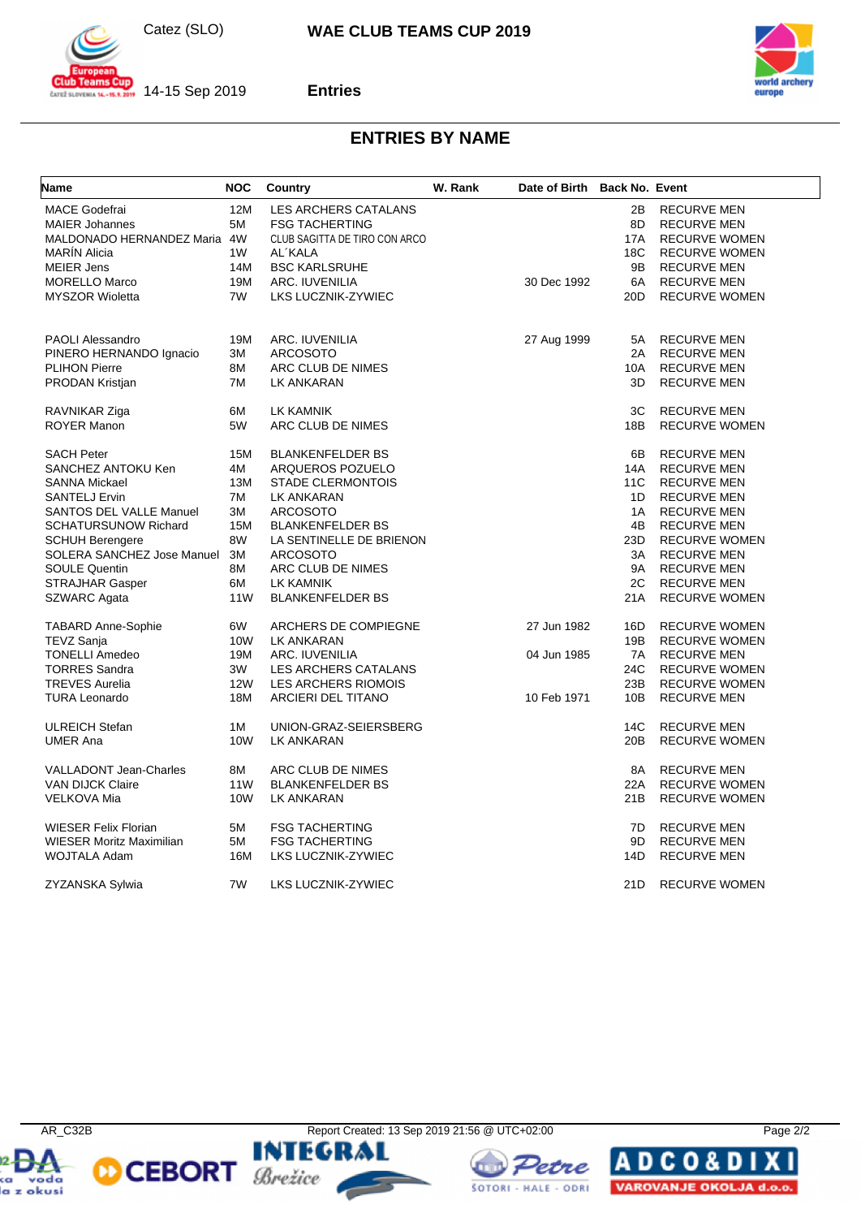## ENTRIES BY NAME

| Name | NOC | Country | W. Rank | Date of Birth | Back No. | Event |
|---|---|---|---|---|---|---|
| MACE Godefrai | 12M | LES ARCHERS CATALANS | | | 2B | RECURVE MEN |
| MAIER Johannes | 5M | FSG TACHERTING | | | 8D | RECURVE MEN |
| MALDONADO HERNANDEZ Maria | 4W | CLUB SAGITTA DE TIRO CON ARCO | | | 17A | RECURVE WOMEN |
| MARÍN Alicia | 1W | AL´KALA | | | 18C | RECURVE WOMEN |
| MEIER Jens | 14M | BSC KARLSRUHE | | | 9B | RECURVE MEN |
| MORELLO Marco | 19M | ARC. IUVENILIA | | 30 Dec 1992 | 6A | RECURVE MEN |
| MYSZOR Wioletta | 7W | LKS LUCZNIK-ZYWIEC | | | 20D | RECURVE WOMEN |
| PAOLI Alessandro | 19M | ARC. IUVENILIA | | 27 Aug 1999 | 5A | RECURVE MEN |
| PINERO HERNANDO Ignacio | 3M | ARCOSOTO | | | 2A | RECURVE MEN |
| PLIHON Pierre | 8M | ARC CLUB DE NIMES | | | 10A | RECURVE MEN |
| PRODAN Kristjan | 7M | LK ANKARAN | | | 3D | RECURVE MEN |
| RAVNIKAR Ziga | 6M | LK KAMNIK | | | 3C | RECURVE MEN |
| ROYER Manon | 5W | ARC CLUB DE NIMES | | | 18B | RECURVE WOMEN |
| SACH Peter | 15M | BLANKENFELDER BS | | | 6B | RECURVE MEN |
| SANCHEZ ANTOKU Ken | 4M | ARQUEROS POZUELO | | | 14A | RECURVE MEN |
| SANNA Mickael | 13M | STADE CLERMONTOIS | | | 11C | RECURVE MEN |
| SANTELJ Ervin | 7M | LK ANKARAN | | | 1D | RECURVE MEN |
| SANTOS DEL VALLE Manuel | 3M | ARCOSOTO | | | 1A | RECURVE MEN |
| SCHATURSUNOW Richard | 15M | BLANKENFELDER BS | | | 4B | RECURVE MEN |
| SCHUH Berengere | 8W | LA SENTINELLE DE BRIENON | | | 23D | RECURVE WOMEN |
| SOLERA SANCHEZ Jose Manuel | 3M | ARCOSOTO | | | 3A | RECURVE MEN |
| SOULE Quentin | 8M | ARC CLUB DE NIMES | | | 9A | RECURVE MEN |
| STRAJHAR Gasper | 6M | LK KAMNIK | | | 2C | RECURVE MEN |
| SZWARC Agata | 11W | BLANKENFELDER BS | | | 21A | RECURVE WOMEN |
| TABARD Anne-Sophie | 6W | ARCHERS DE COMPIEGNE | | 27 Jun 1982 | 16D | RECURVE WOMEN |
| TEVZ Sanja | 10W | LK ANKARAN | | | 19B | RECURVE WOMEN |
| TONELLI Amedeo | 19M | ARC. IUVENILIA | | 04 Jun 1985 | 7A | RECURVE MEN |
| TORRES Sandra | 3W | LES ARCHERS CATALANS | | | 24C | RECURVE WOMEN |
| TREVES Aurelia | 12W | LES ARCHERS RIOMOIS | | | 23B | RECURVE WOMEN |
| TURA Leonardo | 18M | ARCIERI DEL TITANO | | 10 Feb 1971 | 10B | RECURVE MEN |
| ULREICH Stefan | 1M | UNION-GRAZ-SEIERSBERG | | | 14C | RECURVE MEN |
| UMER Ana | 10W | LK ANKARAN | | | 20B | RECURVE WOMEN |
| VALLADONT Jean-Charles | 8M | ARC CLUB DE NIMES | | | 8A | RECURVE MEN |
| VAN DIJCK Claire | 11W | BLANKENFELDER BS | | | 22A | RECURVE WOMEN |
| VELKOVA Mia | 10W | LK ANKARAN | | | 21B | RECURVE WOMEN |
| WIESER Felix Florian | 5M | FSG TACHERTING | | | 7D | RECURVE MEN |
| WIESER Moritz Maximilian | 5M | FSG TACHERTING | | | 9D | RECURVE MEN |
| WOJTALA Adam | 16M | LKS LUCZNIK-ZYWIEC | | | 14D | RECURVE MEN |
| ZYZANSKA Sylwia | 7W | LKS LUCZNIK-ZYWIEC | | | 21D | RECURVE WOMEN |

AR_C32B Report Created: 13 Sep 2019 21:56 @ UTC+02:00